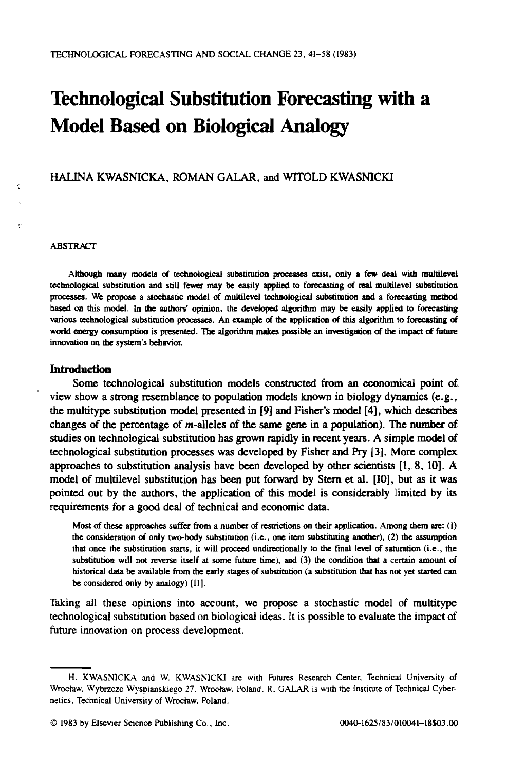# Technological Substitution Forecasting with a Model Based on Biological Analogy

HALINA KWASNICKA, ROMAN GALAR, and WITOLD KWASNICKI

## ABSTRACT

Although many models of technological substitution processes exist, only a few deal with multilevel technological substitution and still fewer may be easily applied to forecasting of real multilevel substitution processes. We propose a stochastic model of multilevel technological substitution and a forecasting method based on this model. In the authors' opinion, the developed algorithm may be easily applied to forecasting various technological substitution processes. An example of the application of this algorithm to forecasting of world energy consumption is presented. The algorithm makes possible an investigation of the impact of future innovation on the system's behavior.

## Introduction

Some technological substitution models constructed from an economical point of view show a strong resemblance to population models known in biology dynamics (e.g., the multitype substitution model presented in [9] and Fisher's model [4], which describes changes of the percentage of $m$-alleles of the same gene in a population). The number of studies on technological substitution has grown rapidly in recent years. A simple model of technological substitution processes was developed by Fisher and Pry [3]. More complex approaches to substitution analysis have been developed by other scientists [1, 8, 10]. A model of multilevel substitution has been put forward by Stern et al. [10], but as it was pointed out by the authors, the application of this model is considerably limited by its requirements for a good deal of technical and economic data.

> Most of these approaches suffer from a number of restrictions on their application. Among them are: (1) the consideration of only two-body substitution (i.e., one item substituting another), (2) the assumption that once the substitution starts, it will proceed undirectionally to the final level of saturation (i.e., the substitution will not reverse itself at some future time), and (3) the condition that a certain amount of historical data be available from the early stages of substitution (a substitution that has not yet started can be considered only by analogy) [11].

Taking all these opinions into account, we propose a stochastic model of multitype technological substitution based on biological ideas. It is possible to evaluate the impact of future innovation on process development.

---

H. KWASNICKA and W. KWASNICKI are with Futures Research Center, Technical University of Wrocław, Wybrzeze Wyspianskiego 27, Wrocław, Poland. R. GALAR is with the Institute of Technical Cybernetics, Technical University of Wrocław, Poland.

© 1983 by Elsevier Science Publishing Co., Inc. 0040-1625/83/010041-18$03.00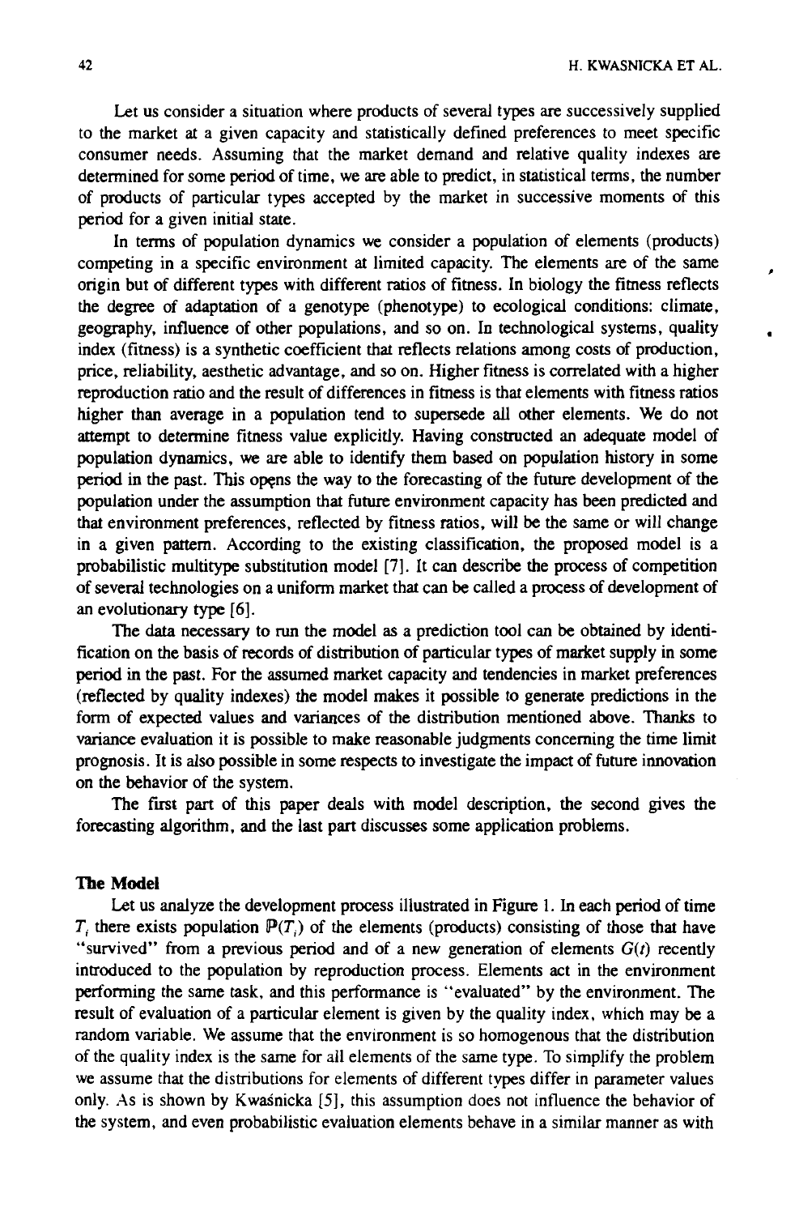Let us consider a situation where products of several types are successively supplied to the market at a given capacity and statistically defined preferences to meet specific consumer needs. Assuming that the market demand and relative quality indexes are determined for some period of time, we are able to predict, in statistical terms, the number of products of particular types accepted by the market in successive moments of this period for a given initial state.

In terms of population dynamics we consider a population of elements (products) competing in a specific environment at limited capacity. The elements are of the same origin but of different types with different ratios of fitness. In biology the fitness reflects the degree of adaptation of a genotype (phenotype) to ecological conditions: climate, geography, influence of other populations, and so on. In technological systems, quality index (fitness) is a synthetic coefficient that reflects relations among costs of production, price, reliability, aesthetic advantage, and so on. Higher fitness is correlated with a higher reproduction ratio and the result of differences in fitness is that elements with fitness ratios higher than average in a population tend to supersede all other elements. We do not attempt to determine fitness value explicitly. Having constructed an adequate model of population dynamics, we are able to identify them based on population history in some period in the past. This opens the way to the forecasting of the future development of the population under the assumption that future environment capacity has been predicted and that environment preferences, reflected by fitness ratios, will be the same or will change in a given pattern. According to the existing classification, the proposed model is a probabilistic multitype substitution model [7]. It can describe the process of competition of several technologies on a uniform market that can be called a process of development of an evolutionary type [6].

The data necessary to run the model as a prediction tool can be obtained by identification on the basis of records of distribution of particular types of market supply in some period in the past. For the assumed market capacity and tendencies in market preferences (reflected by quality indexes) the model makes it possible to generate predictions in the form of expected values and variances of the distribution mentioned above. Thanks to variance evaluation it is possible to make reasonable judgments concerning the time limit prognosis. It is also possible in some respects to investigate the impact of future innovation on the behavior of the system.

The first part of this paper deals with model description, the second gives the forecasting algorithm, and the last part discusses some application problems.

## The Model

Let us analyze the development process illustrated in Figure 1. In each period of time $T_i$ there exists population $\mathbb{P}(T_i)$ of the elements (products) consisting of those that have "survived" from a previous period and of a new generation of elements $G(t)$ recently introduced to the population by reproduction process. Elements act in the environment performing the same task, and this performance is "evaluated" by the environment. The result of evaluation of a particular element is given by the quality index, which may be a random variable. We assume that the environment is so homogenous that the distribution of the quality index is the same for all elements of the same type. To simplify the problem we assume that the distributions for elements of different types differ in parameter values only. As is shown by Kwaśnicka [5], this assumption does not influence the behavior of the system, and even probabilistic evaluation elements behave in a similar manner as with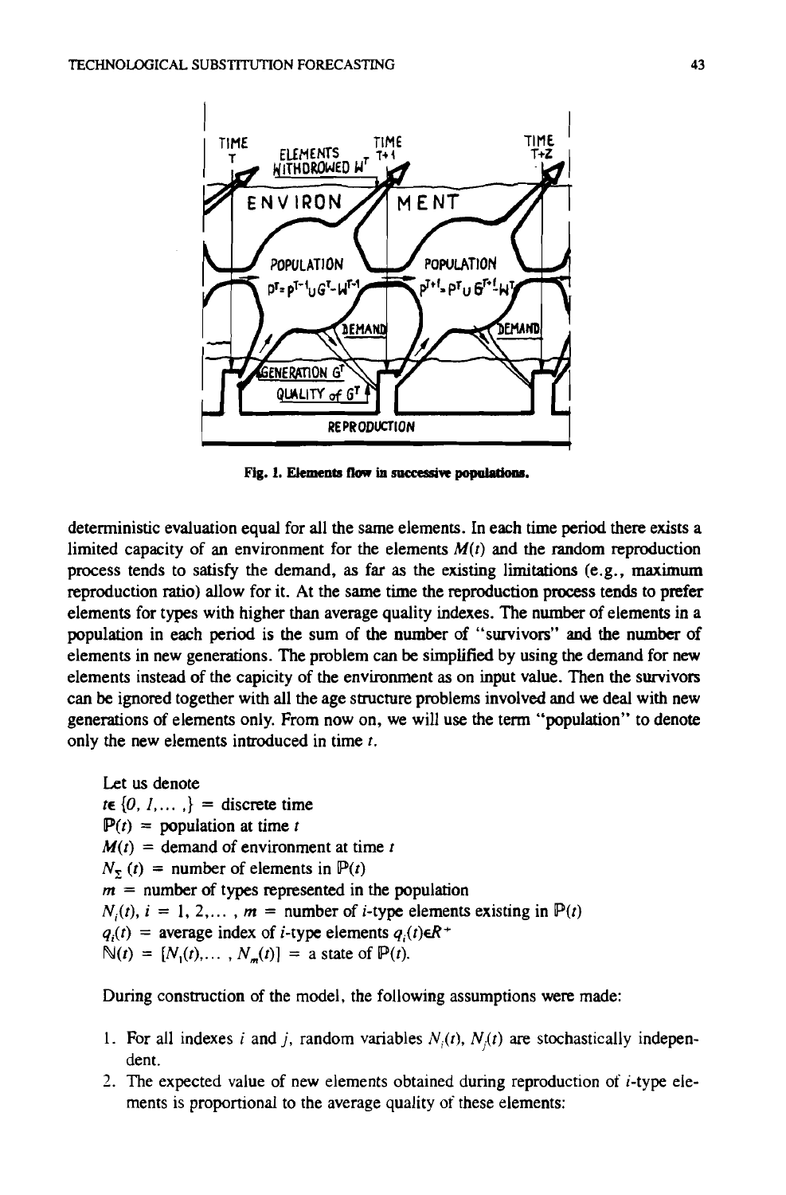Fig. 1. Elements flow in successive populations.

deterministic evaluation equal for all the same elements. In each time period there exists a limited capacity of an environment for the elements $M(t)$ and the random reproduction process tends to satisfy the demand, as far as the existing limitations (e.g., maximum reproduction ratio) allow for it. At the same time the reproduction process tends to prefer elements for types with higher than average quality indexes. The number of elements in a population in each period is the sum of the number of "survivors" and the number of elements in new generations. The problem can be simplified by using the demand for new elements instead of the capicity of the environment as on input value. Then the survivors can be ignored together with all the age structure problems involved and we deal with new generations of elements only. From now on, we will use the term "population" to denote only the new elements introduced in time $t$.

Let us denote

$t \in \{0, 1, \ldots, \}$ = discrete time
$\mathbb{P}(t)$ = population at time $t$
$M(t)$ = demand of environment at time $t$
$N_{\Sigma}(t)$ = number of elements in $\mathbb{P}(t)$
$m$ = number of types represented in the population
$N_i(t)$, $i = 1, 2, \ldots, m$ = number of $i$-type elements existing in $\mathbb{P}(t)$
$q_i(t)$ = average index of $i$-type elements $q_i(t) \in R^+$
$\mathbb{N}(t) = [N_1(t), \ldots, N_m(t)]$ = a state of $\mathbb{P}(t)$.

During construction of the model, the following assumptions were made:

1. For all indexes $i$ and $j$, random variables $N_i(t)$, $N_j(t)$ are stochastically independent.
2. The expected value of new elements obtained during reproduction of $i$-type elements is proportional to the average quality of these elements: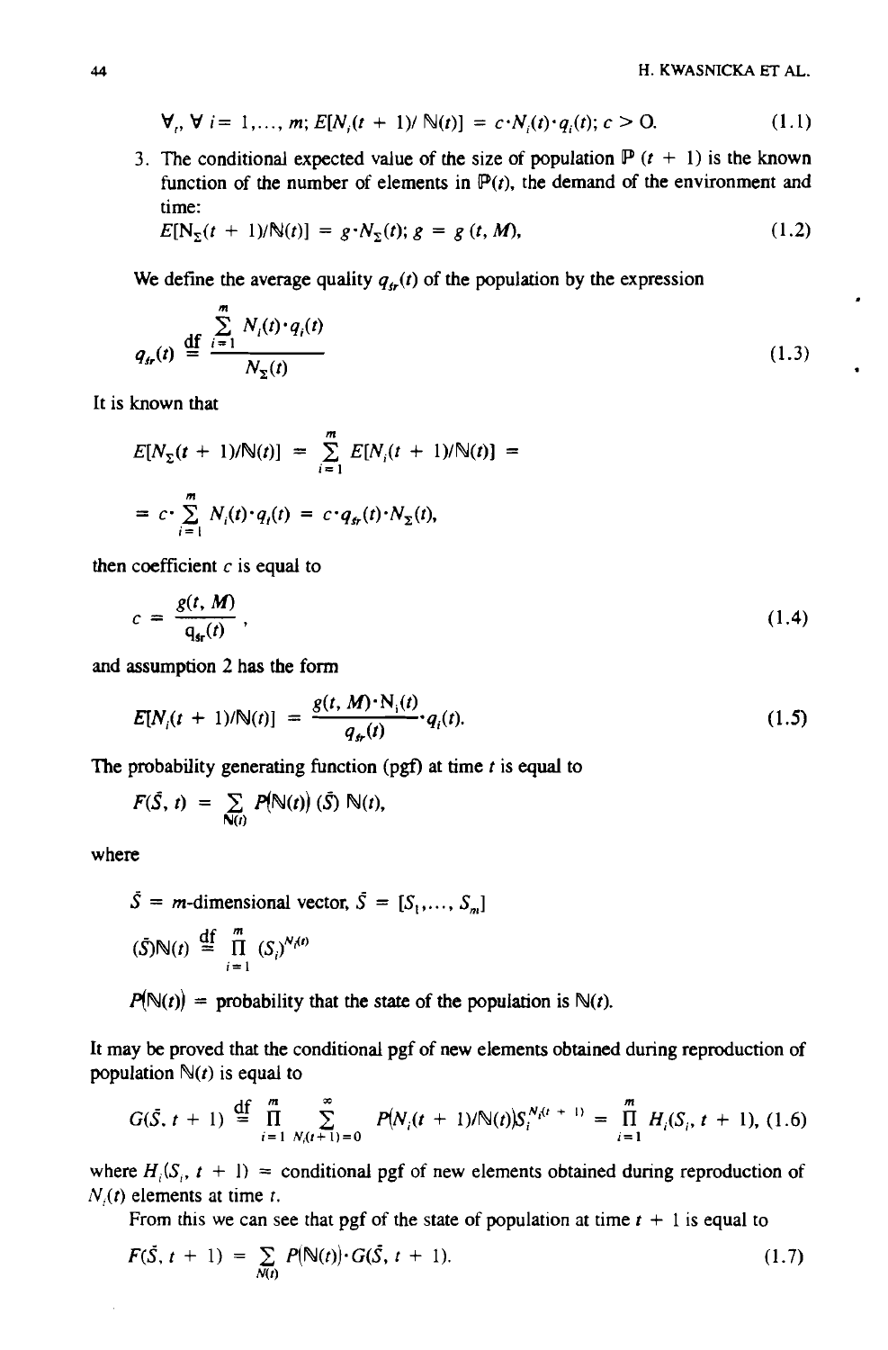$$\forall_t, \forall\, i = 1, \ldots, m;\; E[N_i(t+1)/\mathbb{N}(t)] = c \cdot N_i(t) \cdot q_i(t);\; c > 0. \tag{1.1}$$

3. The conditional expected value of the size of population $\mathbb{P}(t+1)$ is the known function of the number of elements in $\mathbb{P}(t)$, the demand of the environment and time:

$$E[N_\Sigma(t+1)/\mathbb{N}(t)] = g \cdot N_\Sigma(t);\; g = g(t, M), \tag{1.2}$$

We define the average quality $q_{sr}(t)$ of the population by the expression

$$q_{sr}(t) \overset{\text{df}}{=} \frac{\sum_{i=1}^{m} N_i(t) \cdot q_i(t)}{N_\Sigma(t)} \tag{1.3}$$

It is known that

$$E[N_\Sigma(t+1)/\mathbb{N}(t)] = \sum_{i=1}^{m} E[N_i(t+1)/\mathbb{N}(t)] =$$

$$= c \cdot \sum_{i=1}^{m} N_i(t) \cdot q_i(t) = c \cdot q_{sr}(t) \cdot N_\Sigma(t),$$

then coefficient $c$ is equal to

$$c = \frac{g(t, M)}{q_{sr}(t)}, \tag{1.4}$$

and assumption 2 has the form

$$E[N_i(t+1)/\mathbb{N}(t)] = \frac{g(t, M) \cdot N_i(t)}{q_{sr}(t)} \cdot q_i(t). \tag{1.5}$$

The probability generating function (pgf) at time $t$ is equal to

$$F(\bar{S}, t) = \sum_{\mathbb{N}(t)} P(\mathbb{N}(t))\, (\bar{S})\, \mathbb{N}(t),$$

where

$\bar{S}$ = $m$-dimensional vector, $\bar{S} = [S_1, \ldots, S_m]$

$$(\bar{S})\mathbb{N}(t) \overset{\text{df}}{=} \prod_{i=1}^{m} (S_i)^{N_i(t)}$$

$P(\mathbb{N}(t))$ = probability that the state of the population is $\mathbb{N}(t)$.

It may be proved that the conditional pgf of new elements obtained during reproduction of population $\mathbb{N}(t)$ is equal to

$$G(\bar{S}, t+1) \overset{\text{df}}{=} \prod_{i=1}^{m} \sum_{N_i(t+1)=0}^{\infty} P(N_i(t+1)/\mathbb{N}(t)) S_i^{N_i(t+1)} = \prod_{i=1}^{m} H_i(S_i, t+1), \tag{1.6}$$

where $H_i(S_i, t+1)$ = conditional pgf of new elements obtained during reproduction of $N_i(t)$ elements at time $t$.

From this we can see that pgf of the state of population at time $t+1$ is equal to

$$F(\bar{S}, t+1) = \sum_{\mathbb{N}(t)} P(\mathbb{N}(t)) \cdot G(\bar{S}, t+1). \tag{1.7}$$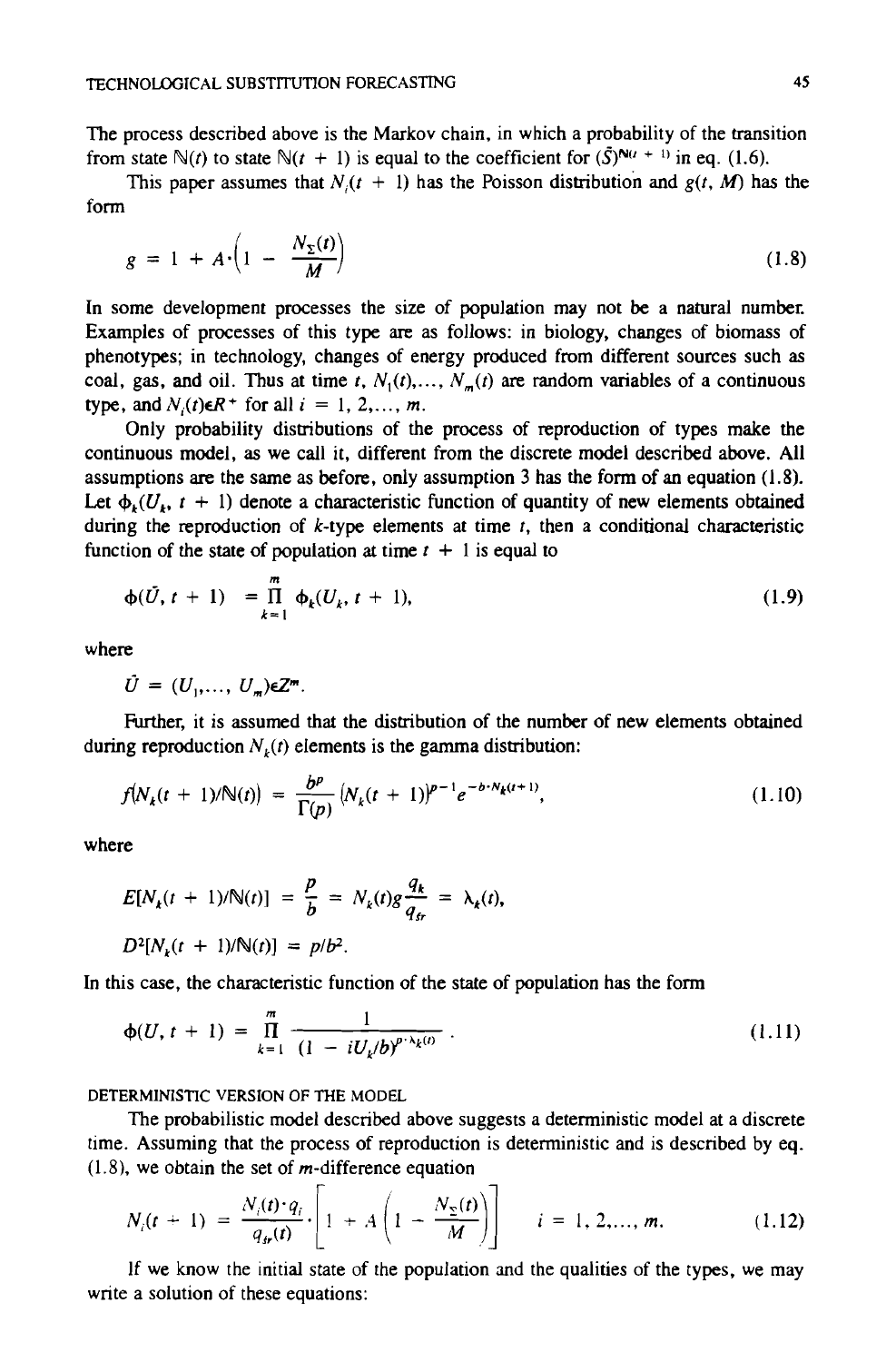The process described above is the Markov chain, in which a probability of the transition from state $\mathbb{N}(t)$ to state $\mathbb{N}(t + 1)$ is equal to the coefficient for $(\bar{S})^{\mathbb{N}(t+1)}$ in eq. (1.6).

This paper assumes that $N_i(t + 1)$ has the Poisson distribution and $g(t, M)$ has the form

$$g = 1 + A \cdot \left(1 - \frac{N_\Sigma(t)}{M}\right) \tag{1.8}$$

In some development processes the size of population may not be a natural number. Examples of processes of this type are as follows: in biology, changes of biomass of phenotypes; in technology, changes of energy produced from different sources such as coal, gas, and oil. Thus at time $t$, $N_1(t), \ldots, N_m(t)$ are random variables of a continuous type, and $N_i(t) \in R^+$ for all $i = 1, 2, \ldots, m$.

Only probability distributions of the process of reproduction of types make the continuous model, as we call it, different from the discrete model described above. All assumptions are the same as before, only assumption 3 has the form of an equation (1.8). Let $\phi_k(U_k, t + 1)$ denote a characteristic function of quantity of new elements obtained during the reproduction of $k$-type elements at time $t$, then a conditional characteristic function of the state of population at time $t + 1$ is equal to

$$\phi(\bar{U}, t + 1) = \prod_{k=1}^{m} \phi_k(U_k, t + 1), \tag{1.9}$$

where

$$\bar{U} = (U_1, \ldots, U_m) \in Z^m.$$

Further, it is assumed that the distribution of the number of new elements obtained during reproduction $N_k(t)$ elements is the gamma distribution:

$$f(N_k(t + 1)/\mathbb{N}(t)) = \frac{b^p}{\Gamma(p)} (N_k(t + 1))^{p-1} e^{-b \cdot N_k(t+1)}, \tag{1.10}$$

where

$$E[N_k(t + 1)/\mathbb{N}(t)] = \frac{p}{b} = N_k(t) g \frac{q_k}{q_{Sr}} = \lambda_k(t),$$

$$D^2[N_k(t + 1)/\mathbb{N}(t)] = p/b^2.$$

In this case, the characteristic function of the state of population has the form

$$\phi(U, t + 1) = \prod_{k=1}^{m} \frac{1}{(1 - iU_k/b)^{p \cdot \lambda_k(t)}}. \tag{1.11}$$

### DETERMINISTIC VERSION OF THE MODEL

The probabilistic model described above suggests a deterministic model at a discrete time. Assuming that the process of reproduction is deterministic and is described by eq. (1.8), we obtain the set of $m$-difference equation

$$N_i(t + 1) = \frac{N_i(t) \cdot q_i}{q_{Sr}(t)} \cdot \left[1 + A\left(1 - \frac{N_\Sigma(t)}{M}\right)\right] \qquad i = 1, 2, \ldots, m. \tag{1.12}$$

If we know the initial state of the population and the qualities of the types, we may write a solution of these equations: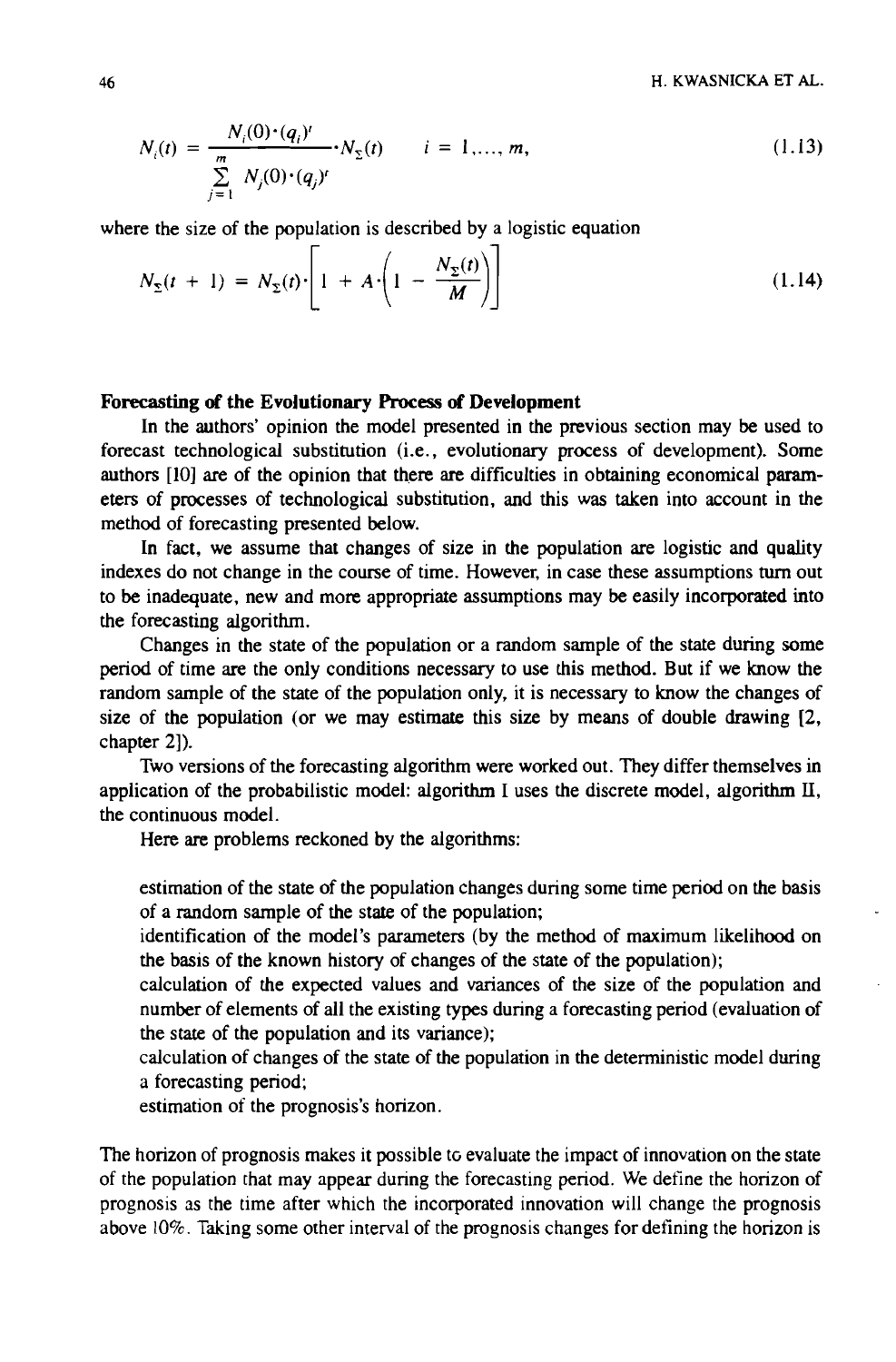$$N_i(t) = \frac{N_i(0)\cdot(q_i)^t}{\sum_{j=1}^{m} N_j(0)\cdot(q_j)^t}\cdot N_\Sigma(t) \qquad i = 1,\ldots, m, \tag{1.13}$$

where the size of the population is described by a logistic equation

$$N_\Sigma(t + 1) = N_\Sigma(t)\cdot\left[1 + A\cdot\left(1 - \frac{N_\Sigma(t)}{M}\right)\right] \tag{1.14}$$

**Forecasting of the Evolutionary Process of Development**

In the authors' opinion the model presented in the previous section may be used to forecast technological substitution (i.e., evolutionary process of development). Some authors [10] are of the opinion that there are difficulties in obtaining economical parameters of processes of technological substitution, and this was taken into account in the method of forecasting presented below.

In fact, we assume that changes of size in the population are logistic and quality indexes do not change in the course of time. However, in case these assumptions turn out to be inadequate, new and more appropriate assumptions may be easily incorporated into the forecasting algorithm.

Changes in the state of the population or a random sample of the state during some period of time are the only conditions necessary to use this method. But if we know the random sample of the state of the population only, it is necessary to know the changes of size of the population (or we may estimate this size by means of double drawing [2, chapter 2]).

Two versions of the forecasting algorithm were worked out. They differ themselves in application of the probabilistic model: algorithm I uses the discrete model, algorithm II, the continuous model.

Here are problems reckoned by the algorithms:

- estimation of the state of the population changes during some time period on the basis of a random sample of the state of the population;
- identification of the model's parameters (by the method of maximum likelihood on the basis of the known history of changes of the state of the population);
- calculation of the expected values and variances of the size of the population and number of elements of all the existing types during a forecasting period (evaluation of the state of the population and its variance);
- calculation of changes of the state of the population in the deterministic model during a forecasting period;
- estimation of the prognosis's horizon.

The horizon of prognosis makes it possible to evaluate the impact of innovation on the state of the population that may appear during the forecasting period. We define the horizon of prognosis as the time after which the incorporated innovation will change the prognosis above 10%. Taking some other interval of the prognosis changes for defining the horizon is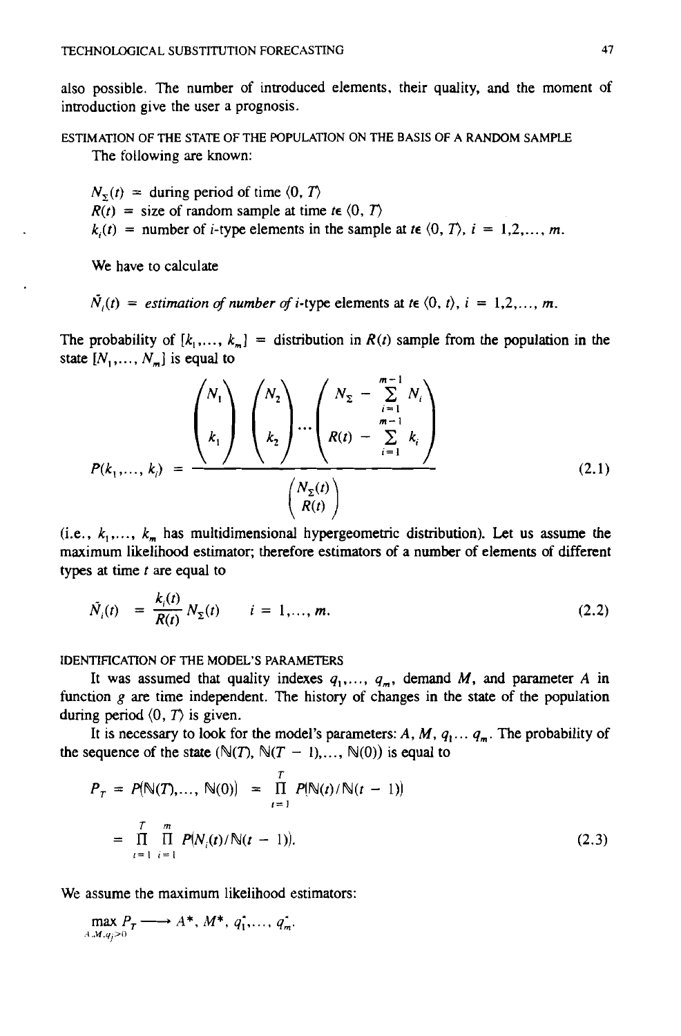also possible. The number of introduced elements, their quality, and the moment of introduction give the user a prognosis.

### ESTIMATION OF THE STATE OF THE POPULATION ON THE BASIS OF A RANDOM SAMPLE

The following are known:

$N_\Sigma(t)$ = during period of time $\langle 0, T\rangle$

$R(t)$ = size of random sample at time $t \in \langle 0, T\rangle$

$k_i(t)$ = number of $i$-type elements in the sample at $t \in \langle 0, T\rangle$, $i = 1,2,\ldots, m$.

We have to calculate

$\tilde{N}_i(t)$ = *estimation of number of* $i$-type elements at $t \in \langle 0, t\rangle$, $i = 1,2,\ldots, m$.

The probability of $[k_1,\ldots, k_m]$ = distribution in $R(t)$ sample from the population in the state $[N_1,\ldots, N_m]$ is equal to

$$P(k_1,\ldots, k_i) = \frac{\binom{N_1}{k_1}\binom{N_2}{k_2}\cdots\binom{N_\Sigma - \sum_{i=1}^{m-1} N_i}{R(t) - \sum_{i=1}^{m-1} k_i}}{\binom{N_\Sigma(t)}{R(t)}} \tag{2.1}$$

(i.e., $k_1,\ldots, k_m$ has multidimensional hypergeometric distribution). Let us assume the maximum likelihood estimator; therefore estimators of a number of elements of different types at time $t$ are equal to

$$\tilde{N}_i(t) = \frac{k_i(t)}{R(t)} N_\Sigma(t) \qquad i = 1,\ldots, m. \tag{2.2}$$

### IDENTIFICATION OF THE MODEL'S PARAMETERS

It was assumed that quality indexes $q_1,\ldots, q_m$, demand $M$, and parameter $A$ in function $g$ are time independent. The history of changes in the state of the population during period $\langle 0, T\rangle$ is given.

It is necessary to look for the model's parameters: $A, M, q_1 \ldots q_m$. The probability of the sequence of the state $(\mathbb{N}(T), \mathbb{N}(T-1),\ldots, \mathbb{N}(0))$ is equal to

$$\begin{aligned} P_T = P(\mathbb{N}(T),\ldots, \mathbb{N}(0)) &= \prod_{t=1}^{T} P(\mathbb{N}(t)/\mathbb{N}(t-1)) \\ &= \prod_{t=1}^{T}\prod_{i=1}^{m} P(N_i(t)/\mathbb{N}(t-1)). \end{aligned} \tag{2.3}$$

We assume the maximum likelihood estimators:

$$\max_{A,M,q_j>0} P_T \longrightarrow A^*, M^*, q_1^*,\ldots, q_m^*.$$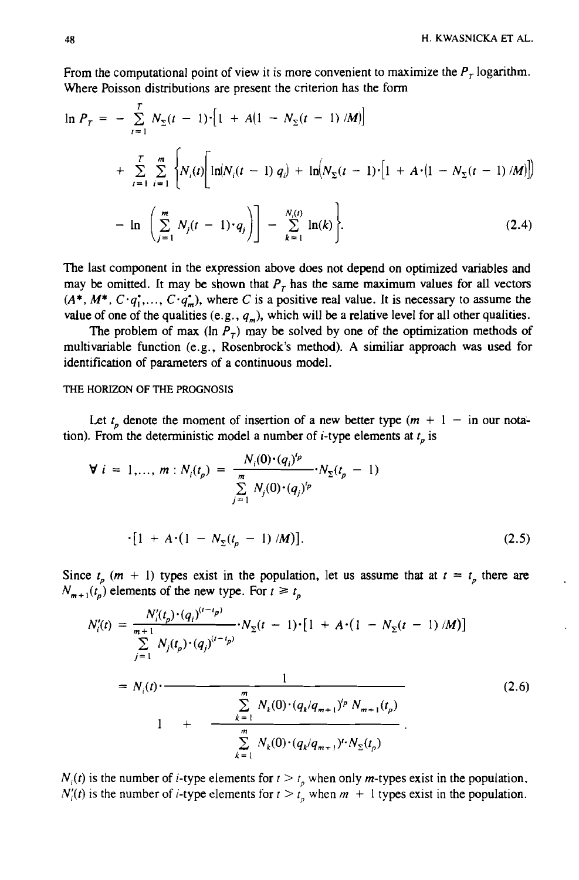From the computational point of view it is more convenient to maximize the $P_T$ logarithm. Where Poisson distributions are present the criterion has the form

$$\ln P_T = -\sum_{t=1}^{T} N_\Sigma(t-1)\cdot\left[1 + A(1 - N_\Sigma(t-1)/M)\right]$$

$$+ \sum_{t=1}^{T}\sum_{i=1}^{m}\left\{N_i(t)\left[\ln(N_i(t-1)\,q_i) + \ln\!\left(N_\Sigma(t-1)\cdot\left[1 + A\cdot(1 - N_\Sigma(t-1)/M)\right]\right)\right.\right.$$

$$\left.\left. - \ln\left(\sum_{j=1}^{m} N_j(t-1)\cdot q_j\right)\right] - \sum_{k=1}^{N_i(t)} \ln(k)\right\}. \tag{2.4}$$

The last component in the expression above does not depend on optimized variables and may be omitted. It may be shown that $P_T$ has the same maximum values for all vectors $(A^*, M^*, C\cdot q_1^*, \ldots, C\cdot q_m^*)$, where $C$ is a positive real value. It is necessary to assume the value of one of the qualities (e.g., $q_m$), which will be a relative level for all other qualities.

The problem of max ($\ln P_T$) may be solved by one of the optimization methods of multivariable function (e.g., Rosenbrock's method). A similiar approach was used for identification of parameters of a continuous model.

### THE HORIZON OF THE PROGNOSIS

Let $t_p$ denote the moment of insertion of a new better type ($m + 1$ – in our notation). From the deterministic model a number of $i$-type elements at $t_p$ is

$$\forall\, i = 1,\ldots, m: N_i(t_p) = \frac{N_i(0)\cdot(q_i)^{t_p}}{\sum_{j=1}^{m} N_j(0)\cdot(q_j)^{t_p}}\cdot N_\Sigma(t_p - 1)$$

$$\cdot\left[1 + A\cdot(1 - N_\Sigma(t_p - 1)/M)\right]. \tag{2.5}$$

Since $t_p$ ($m + 1$) types exist in the population, let us assume that at $t = t_p$ there are $N_{m+1}(t_p)$ elements of the new type. For $t \geq t_p$

$$N_i'(t) = \frac{N_i'(t_p)\cdot(q_i)^{(t-t_p)}}{\sum_{j=1}^{m+1} N_j(t_p)\cdot(q_j)^{(t-t_p)}}\cdot N_\Sigma(t-1)\cdot\left[1 + A\cdot(1 - N_\Sigma(t-1)/M)\right]$$

$$= N_i(t)\cdot\frac{1}{1 + \dfrac{\sum_{k=1}^{m} N_k(0)\cdot(q_k/q_{m+1})^{t_p}\, N_{m+1}(t_p)}{\sum_{k=1}^{m} N_k(0)\cdot(q_k/q_{m+1})^{t}\cdot N_\Sigma(t_p)}}. \tag{2.6}$$

$N_i(t)$ is the number of $i$-type elements for $t > t_p$ when only $m$-types exist in the population.
$N_i'(t)$ is the number of $i$-type elements for $t > t_p$ when $m + 1$ types exist in the population.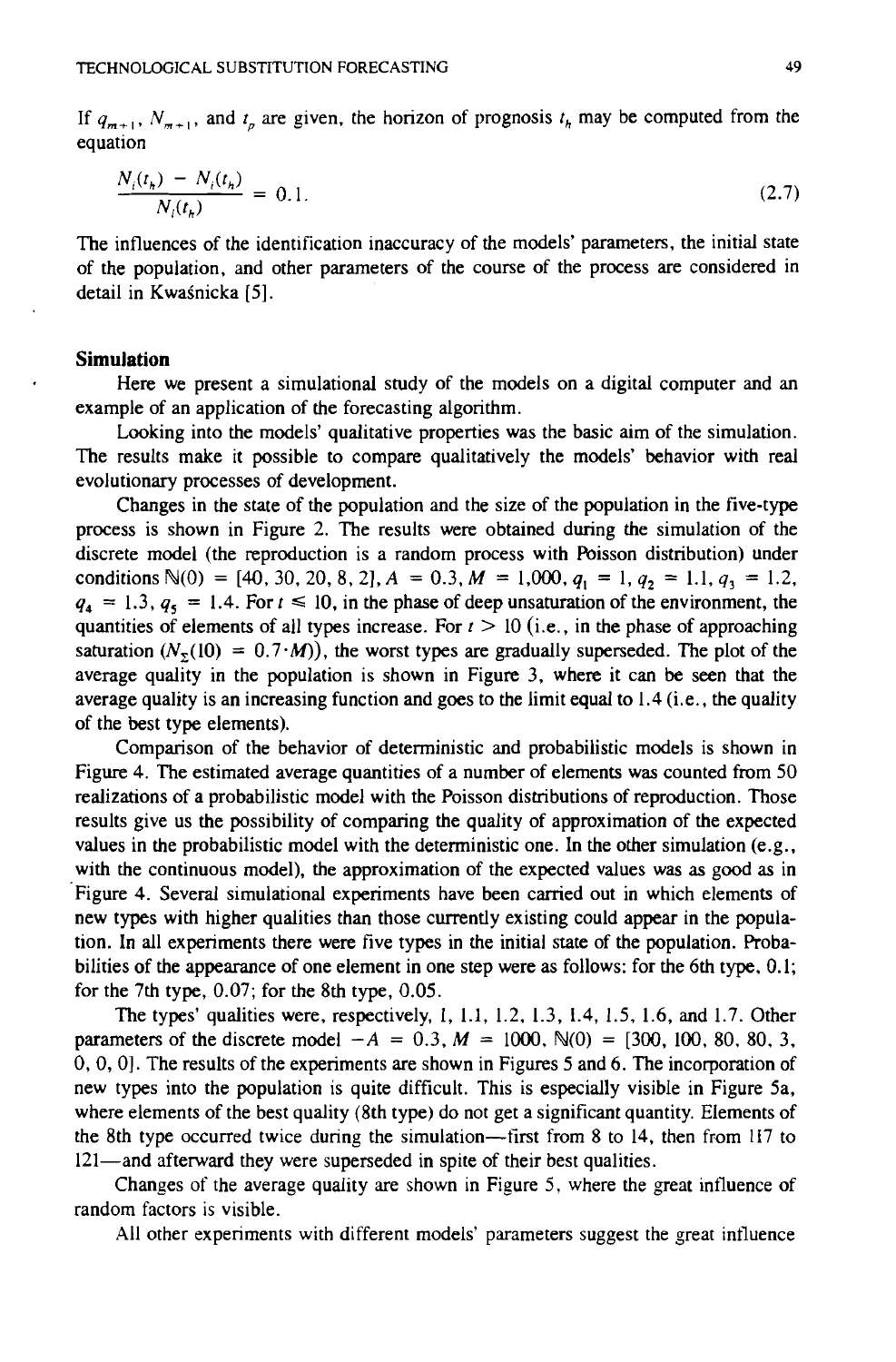If $q_{m+1}$, $N_{m+1}$, and $t_p$ are given, the horizon of prognosis $t_h$ may be computed from the equation

$$\frac{N_i(t_h) - N_i(t_h)}{N_i(t_h)} = 0.1. \tag{2.7}$$

The influences of the identification inaccuracy of the models' parameters, the initial state of the population, and other parameters of the course of the process are considered in detail in Kwaśnicka [5].

## Simulation

Here we present a simulational study of the models on a digital computer and an example of an application of the forecasting algorithm.

Looking into the models' qualitative properties was the basic aim of the simulation. The results make it possible to compare qualitatively the models' behavior with real evolutionary processes of development.

Changes in the state of the population and the size of the population in the five-type process is shown in Figure 2. The results were obtained during the simulation of the discrete model (the reproduction is a random process with Poisson distribution) under conditions $\mathbb{N}(0) = [40, 30, 20, 8, 2]$, $A = 0.3$, $M = 1{,}000$, $q_1 = 1$, $q_2 = 1.1$, $q_3 = 1.2$, $q_4 = 1.3$, $q_5 = 1.4$. For $t \leqslant 10$, in the phase of deep unsaturation of the environment, the quantities of elements of all types increase. For $t > 10$ (i.e., in the phase of approaching saturation ($N_\Sigma(10) = 0.7 \cdot M$)), the worst types are gradually superseded. The plot of the average quality in the population is shown in Figure 3, where it can be seen that the average quality is an increasing function and goes to the limit equal to 1.4 (i.e., the quality of the best type elements).

Comparison of the behavior of deterministic and probabilistic models is shown in Figure 4. The estimated average quantities of a number of elements was counted from 50 realizations of a probabilistic model with the Poisson distributions of reproduction. Those results give us the possibility of comparing the quality of approximation of the expected values in the probabilistic model with the deterministic one. In the other simulation (e.g., with the continuous model), the approximation of the expected values was as good as in Figure 4. Several simulational experiments have been carried out in which elements of new types with higher qualities than those currently existing could appear in the population. In all experiments there were five types in the initial state of the population. Probabilities of the appearance of one element in one step were as follows: for the 6th type, 0.1; for the 7th type, 0.07; for the 8th type, 0.05.

The types' qualities were, respectively, 1, 1.1, 1.2, 1.3, 1.4, 1.5, 1.6, and 1.7. Other parameters of the discrete model $-A = 0.3$, $M = 1000$, $\mathbb{N}(0) = [300, 100, 80, 80, 3, 0, 0, 0]$. The results of the experiments are shown in Figures 5 and 6. The incorporation of new types into the population is quite difficult. This is especially visible in Figure 5a, where elements of the best quality (8th type) do not get a significant quantity. Elements of the 8th type occurred twice during the simulation—first from 8 to 14, then from 117 to 121—and afterward they were superseded in spite of their best qualities.

Changes of the average quality are shown in Figure 5, where the great influence of random factors is visible.

All other experiments with different models' parameters suggest the great influence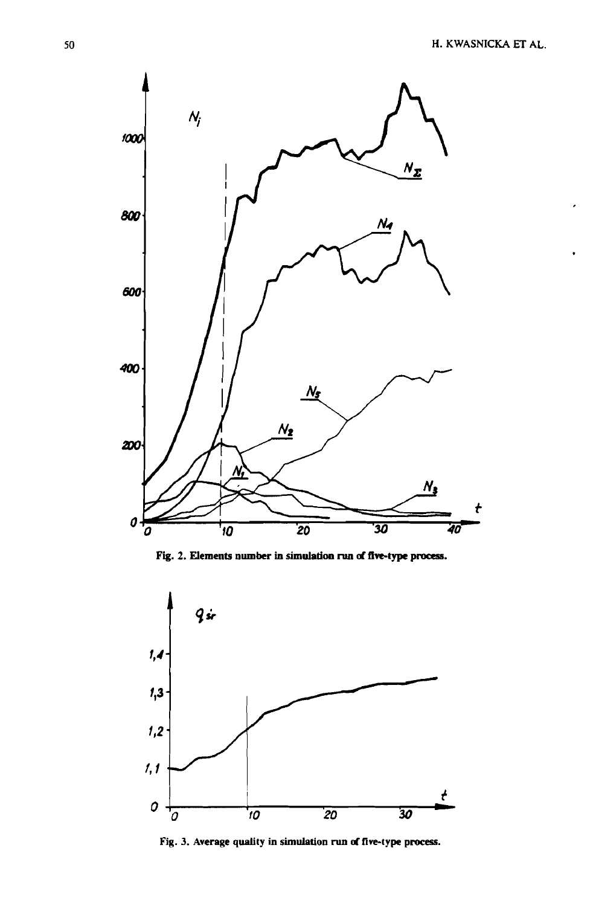Fig. 2. Elements number in simulation run of five-type process.

Fig. 3. Average quality in simulation run of five-type process.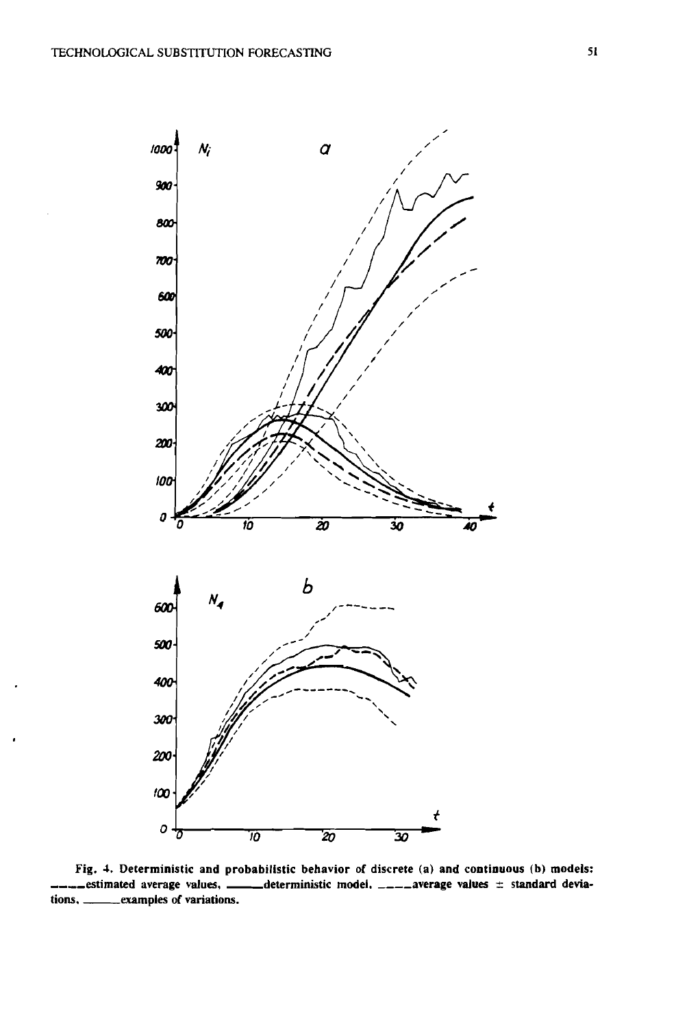Fig. 4. Deterministic and probabilistic behavior of discrete (a) and continuous (b) models: ——estimated average values, ——deterministic model, ——average values ± standard deviations, ——examples of variations.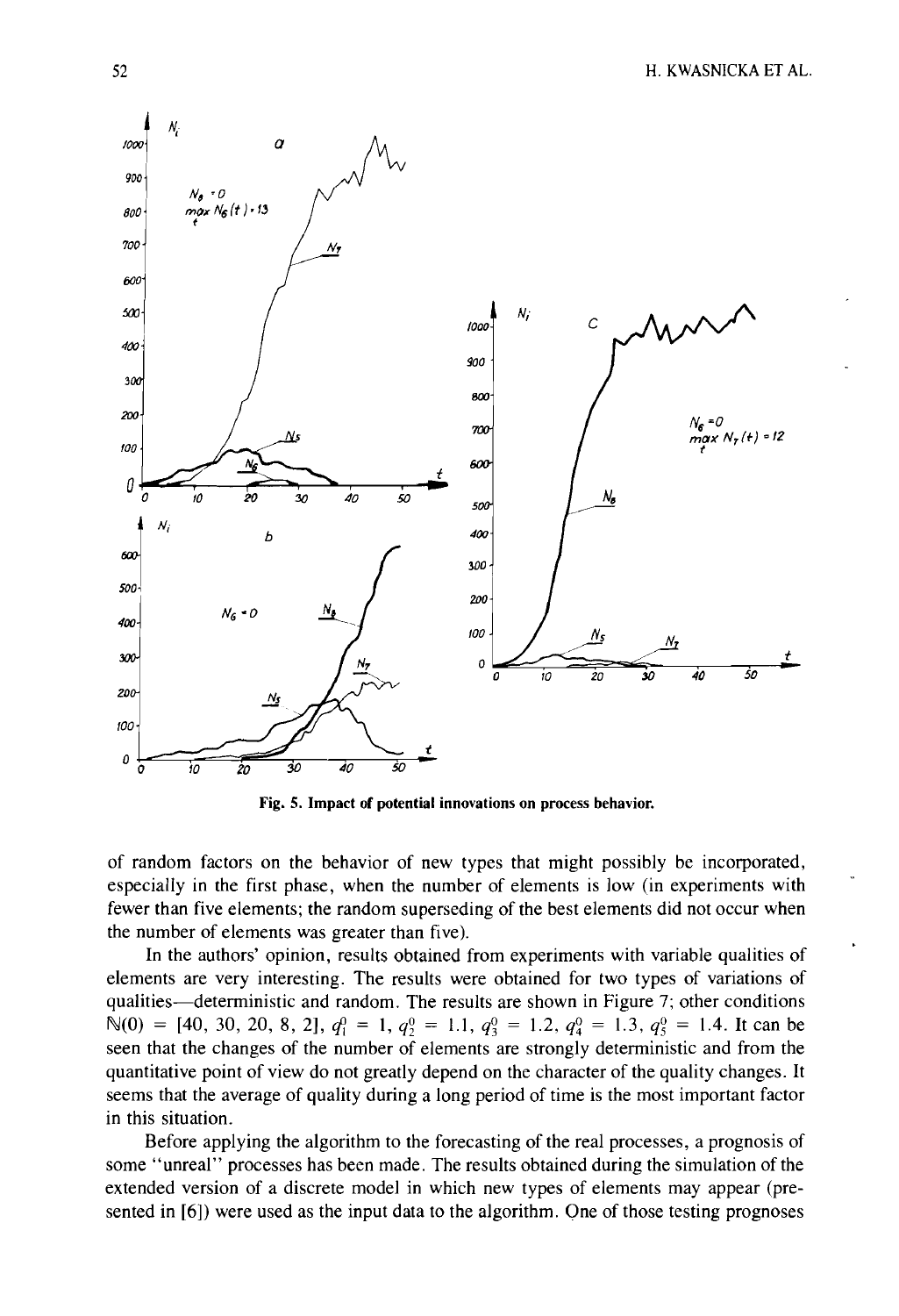Fig. 5. Impact of potential innovations on process behavior.

of random factors on the behavior of new types that might possibly be incorporated, especially in the first phase, when the number of elements is low (in experiments with fewer than five elements; the random superseding of the best elements did not occur when the number of elements was greater than five).

In the authors' opinion, results obtained from experiments with variable qualities of elements are very interesting. The results were obtained for two types of variations of qualities—deterministic and random. The results are shown in Figure 7; other conditions $\mathbb{N}(0) = [40, 30, 20, 8, 2]$, $q_1^0 = 1$, $q_2^0 = 1.1$, $q_3^0 = 1.2$, $q_4^0 = 1.3$, $q_5^0 = 1.4$. It can be seen that the changes of the number of elements are strongly deterministic and from the quantitative point of view do not greatly depend on the character of the quality changes. It seems that the average of quality during a long period of time is the most important factor in this situation.

Before applying the algorithm to the forecasting of the real processes, a prognosis of some "unreal" processes has been made. The results obtained during the simulation of the extended version of a discrete model in which new types of elements may appear (presented in [6]) were used as the input data to the algorithm. One of those testing prognoses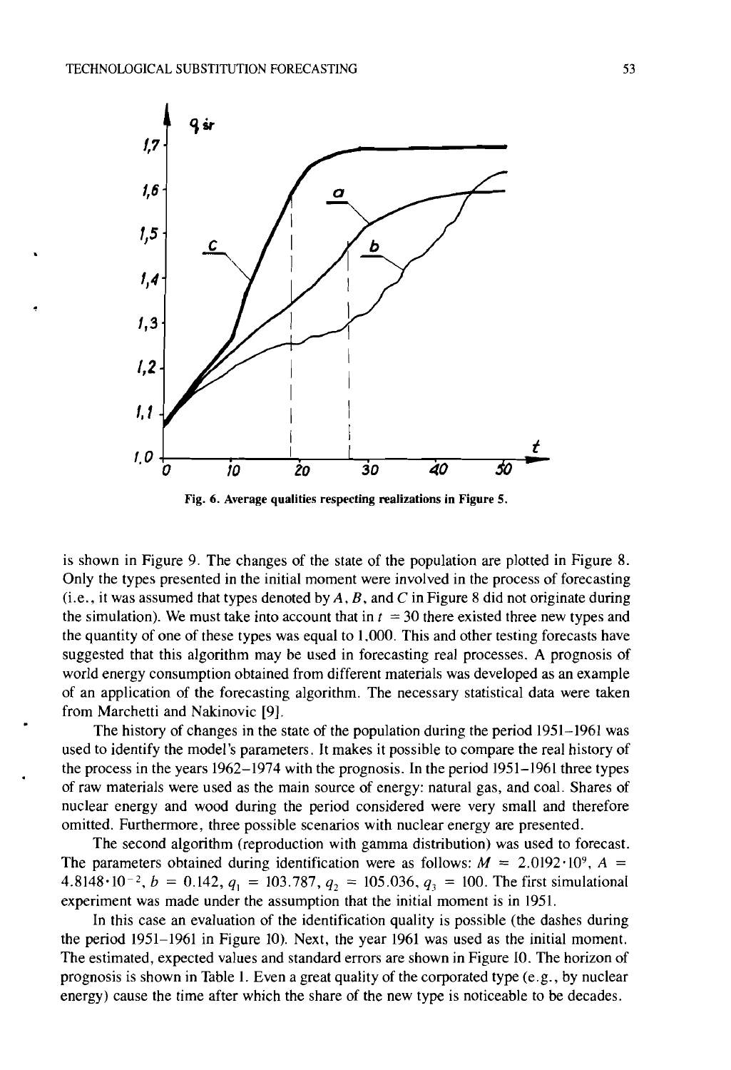Fig. 6. Average qualities respecting realizations in Figure 5.

is shown in Figure 9. The changes of the state of the population are plotted in Figure 8. Only the types presented in the initial moment were involved in the process of forecasting (i.e., it was assumed that types denoted by $A$, $B$, and $C$ in Figure 8 did not originate during the simulation). We must take into account that in $t = 30$ there existed three new types and the quantity of one of these types was equal to 1,000. This and other testing forecasts have suggested that this algorithm may be used in forecasting real processes. A prognosis of world energy consumption obtained from different materials was developed as an example of an application of the forecasting algorithm. The necessary statistical data were taken from Marchetti and Nakinovic [9].

The history of changes in the state of the population during the period 1951–1961 was used to identify the model's parameters. It makes it possible to compare the real history of the process in the years 1962–1974 with the prognosis. In the period 1951–1961 three types of raw materials were used as the main source of energy: natural gas, and coal. Shares of nuclear energy and wood during the period considered were very small and therefore omitted. Furthermore, three possible scenarios with nuclear energy are presented.

The second algorithm (reproduction with gamma distribution) was used to forecast. The parameters obtained during identification were as follows: $M = 2.0192 \cdot 10^{9}$, $A = 4.8148 \cdot 10^{-2}$, $b = 0.142$, $q_1 = 103.787$, $q_2 = 105.036$, $q_3 = 100$. The first simulational experiment was made under the assumption that the initial moment is in 1951.

In this case an evaluation of the identification quality is possible (the dashes during the period 1951–1961 in Figure 10). Next, the year 1961 was used as the initial moment. The estimated, expected values and standard errors are shown in Figure 10. The horizon of prognosis is shown in Table 1. Even a great quality of the corporated type (e.g., by nuclear energy) cause the time after which the share of the new type is noticeable to be decades.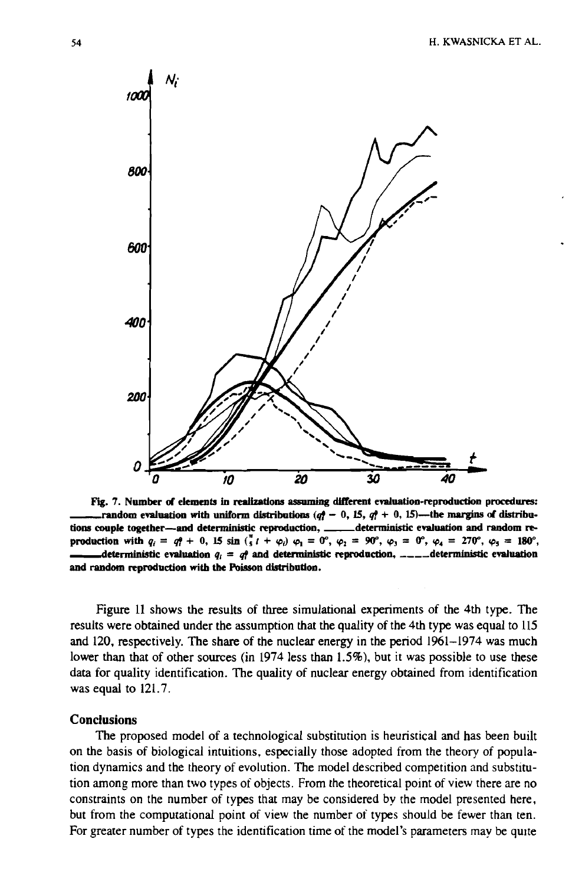**Fig. 7. Number of elements in realizations assuming different evaluation-reproduction procedures:** ——random evaluation with uniform distributions ($q_i^0 - 0, 15$, $q_i^0 + 0, 15$)—the margins of distributions couple together—and deterministic reproduction, ——deterministic evaluation and random reproduction with $q_i = q_i^0 + 0, 15 \sin (\frac{\pi}{5} t + \varphi_i)$ $\varphi_1 = 0°$, $\varphi_2 = 90°$, $\varphi_3 = 0°$, $\varphi_4 = 270°$, $\varphi_5 = 180°$, ——deterministic evaluation $q_i = q_i^0$ and deterministic reproduction, - - - -deterministic evaluation and random reproduction with the Poisson distribution.

Figure 11 shows the results of three simulational experiments of the 4th type. The results were obtained under the assumption that the quality of the 4th type was equal to 115 and 120, respectively. The share of the nuclear energy in the period 1961–1974 was much lower than that of other sources (in 1974 less than 1.5%), but it was possible to use these data for quality identification. The quality of nuclear energy obtained from identification was equal to 121.7.

## Conclusions

The proposed model of a technological substitution is heuristical and has been built on the basis of biological intuitions, especially those adopted from the theory of population dynamics and the theory of evolution. The model described competition and substitution among more than two types of objects. From the theoretical point of view there are no constraints on the number of types that may be considered by the model presented here, but from the computational point of view the number of types should be fewer than ten. For greater number of types the identification time of the model's parameters may be quite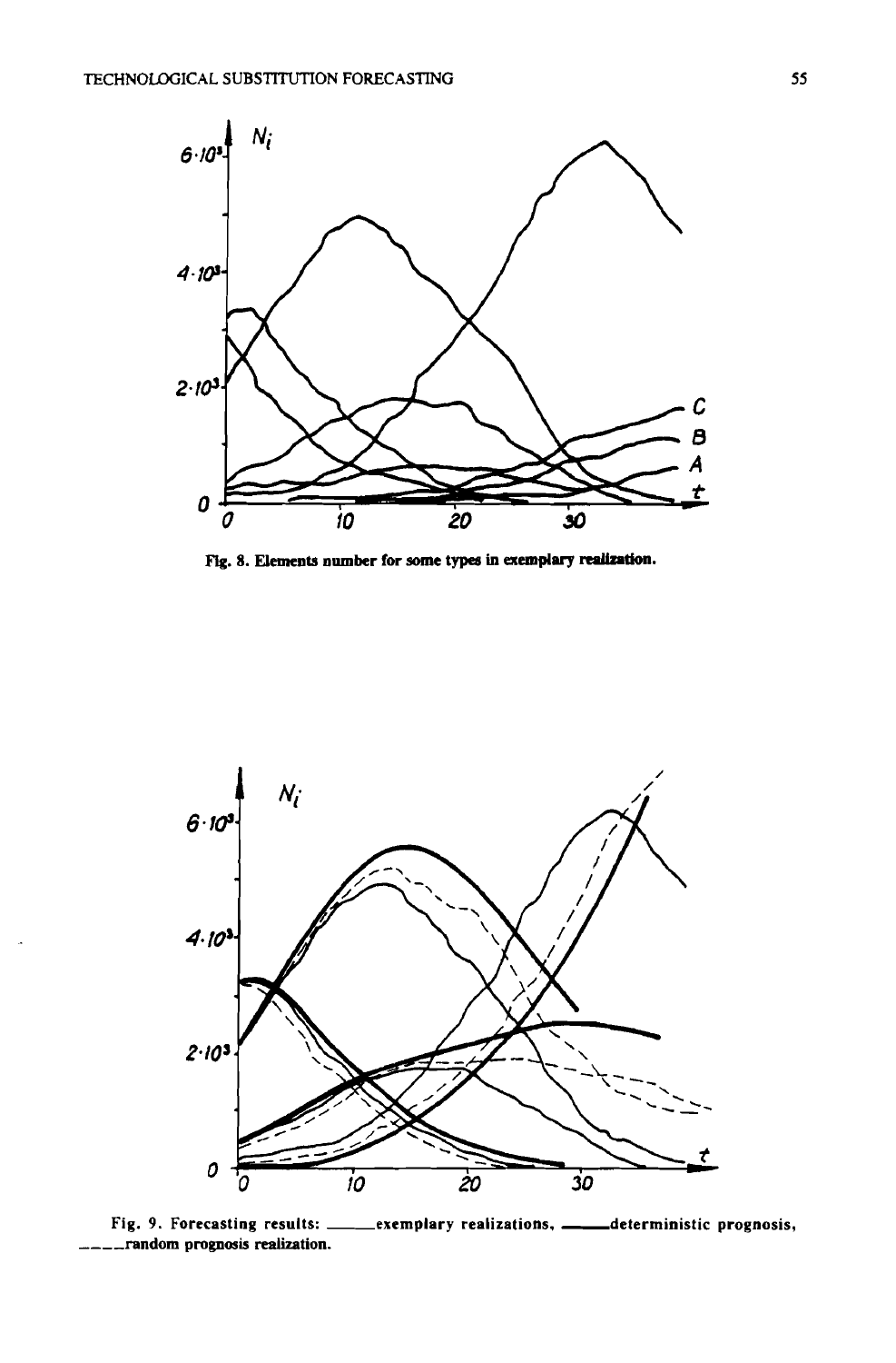Fig. 8. Elements number for some types in exemplary realization.

Fig. 9. Forecasting results: ______exemplary realizations, ______deterministic prognosis, _ _ _ _random prognosis realization.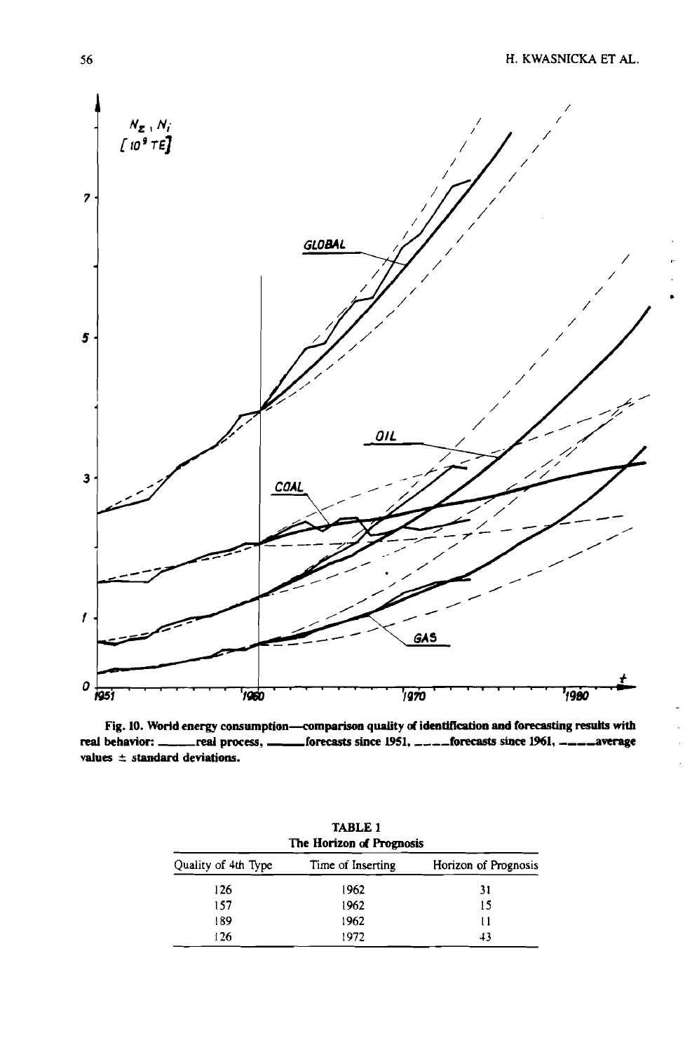Fig. 10. World energy consumption—comparison quality of identification and forecasting results with real behavior: \_\_\_\_\_\_real process, \_\_\_\_\_\_forecasts since 1951, \_ \_ \_ \_forecasts since 1961, \_ \_ \_ \_average values ± standard deviations.

TABLE 1
The Horizon of Prognosis

| Quality of 4th Type | Time of Inserting | Horizon of Prognosis |
|---|---|---|
| 126 | 1962 | 31 |
| 157 | 1962 | 15 |
| 189 | 1962 | 11 |
| 126 | 1972 | 43 |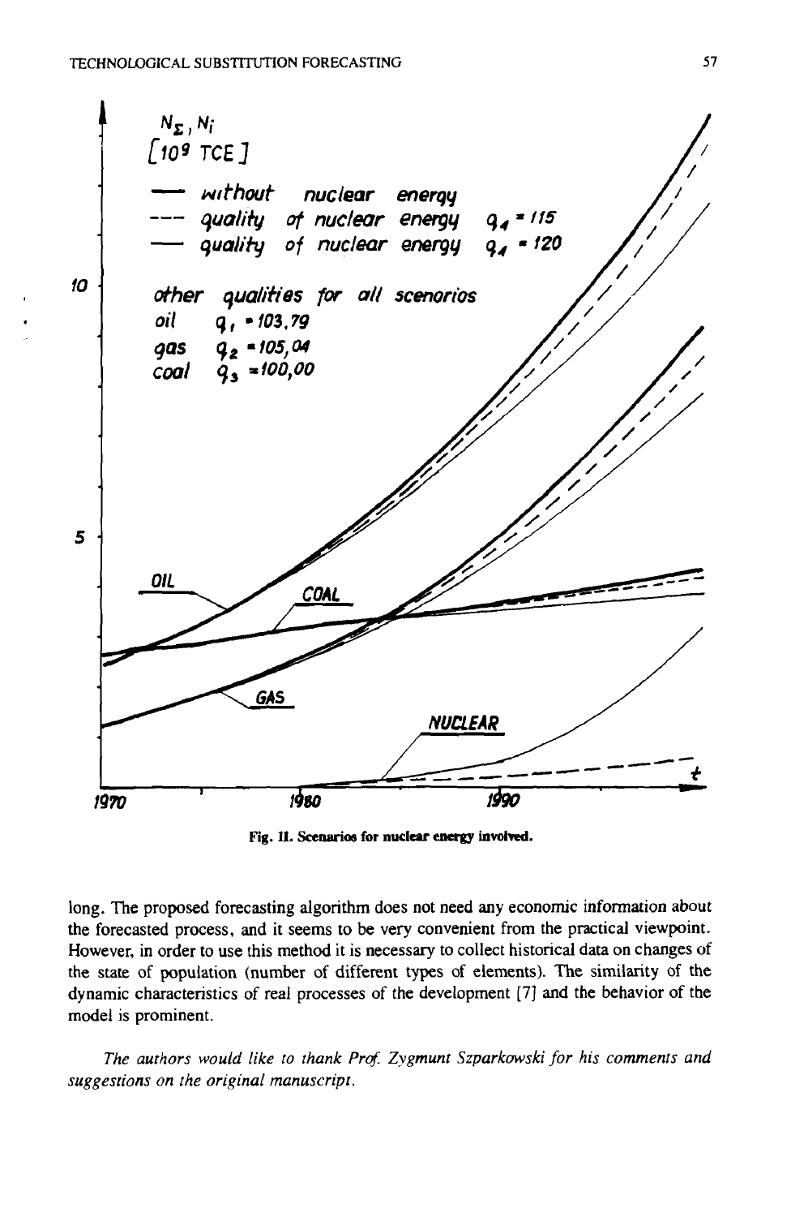Fig. 11. Scenarios for nuclear energy involved.

long. The proposed forecasting algorithm does not need any economic information about the forecasted process, and it seems to be very convenient from the practical viewpoint. However, in order to use this method it is necessary to collect historical data on changes of the state of population (number of different types of elements). The similarity of the dynamic characteristics of real processes of the development [7] and the behavior of the model is prominent.

*The authors would like to thank Prof. Zygmunt Szparkowski for his comments and suggestions on the original manuscript.*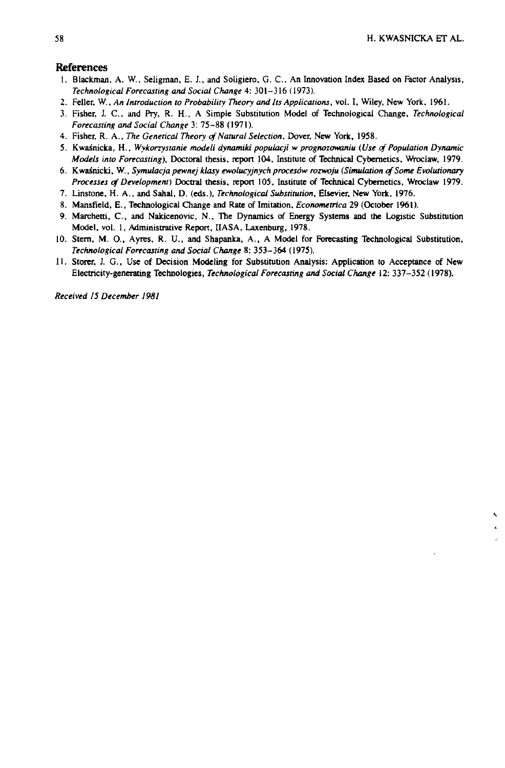## References

1. Blackman, A. W., Seligman, E. J., and Soligiero, G. C., An Innovation Index Based on Factor Analysis, *Technological Forecasting and Social Change* 4: 301–316 (1973).
2. Feller, W., *An Introduction to Probability Theory and Its Applications*, vol. I, Wiley, New York, 1961.
3. Fisher, J. C., and Pry, R. H., A Simple Substitution Model of Technological Change, *Technological Forecasting and Social Change* 3: 75–88 (1971).
4. Fisher, R. A., *The Genetical Theory of Natural Selection*, Dover, New York, 1958.
5. Kwaśnicka, H., *Wykorzystanie modeli dynamiki populacji w prognozowaniu (Use of Population Dynamic Models into Forecasting)*, Doctoral thesis, report 104, Institute of Technical Cybernetics, Wroclaw, 1979.
6. Kwaśnicki, W., *Symulacja pewnej klasy ewolucyjnych procesów rozwoju (Simulation of Some Evolutionary Processes of Development)* Doctral thesis, report 105, Institute of Technical Cybernetics, Wroclaw 1979.
7. Linstone, H. A., and Sahal, D. (eds.), *Technological Substitution*, Elsevier, New York, 1976.
8. Mansfield, E., Technological Change and Rate of Imitation, *Econometrica* 29 (October 1961).
9. Marchetti, C., and Nakicenovic, N., The Dynamics of Energy Systems and the Logistic Substitution Model, vol. 1, Administrative Report, IIASA, Laxenburg, 1978.
10. Stern, M. O., Ayres, R. U., and Shapanka, A., A Model for Forecasting Technological Substitution, *Technological Forecasting and Social Change* 8: 353–364 (1975).
11. Storer, J. G., Use of Decision Modeling for Substitution Analysis: Application to Acceptance of New Electricity-generating Technologies, *Technological Forecasting and Social Change* 12: 337–352 (1978).

*Received 15 December 1981*